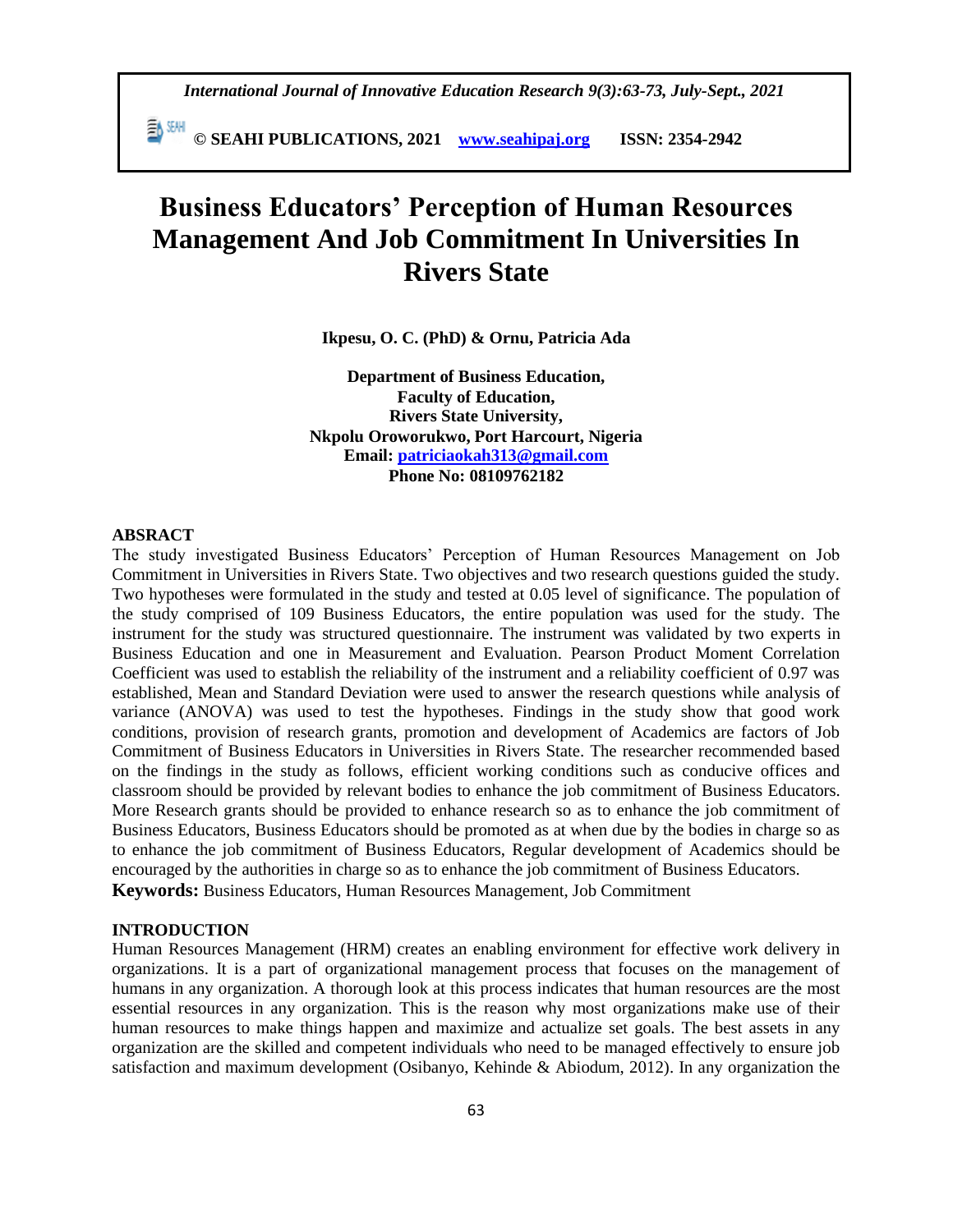# Business Educators' Perception of Human Resources Management And Job Commitment In Universities In Rivers State

**Ikpesu, O. C. (PhD) & Ornu, Patricia Ada**

**Department of Business Education,**
**Faculty of Education,**
**Rivers State University,**
**Nkpolu Oroworukwo, Port Harcourt, Nigeria**
**Email: patriciaokah313@gmail.com**
**Phone No: 08109762182**

## ABSRACT

The study investigated Business Educators' Perception of Human Resources Management on Job Commitment in Universities in Rivers State. Two objectives and two research questions guided the study. Two hypotheses were formulated in the study and tested at 0.05 level of significance. The population of the study comprised of 109 Business Educators, the entire population was used for the study. The instrument for the study was structured questionnaire. The instrument was validated by two experts in Business Education and one in Measurement and Evaluation. Pearson Product Moment Correlation Coefficient was used to establish the reliability of the instrument and a reliability coefficient of 0.97 was established, Mean and Standard Deviation were used to answer the research questions while analysis of variance (ANOVA) was used to test the hypotheses. Findings in the study show that good work conditions, provision of research grants, promotion and development of Academics are factors of Job Commitment of Business Educators in Universities in Rivers State. The researcher recommended based on the findings in the study as follows, efficient working conditions such as conducive offices and classroom should be provided by relevant bodies to enhance the job commitment of Business Educators. More Research grants should be provided to enhance research so as to enhance the job commitment of Business Educators, Business Educators should be promoted as at when due by the bodies in charge so as to enhance the job commitment of Business Educators, Regular development of Academics should be encouraged by the authorities in charge so as to enhance the job commitment of Business Educators.

**Keywords:** Business Educators, Human Resources Management, Job Commitment

## INTRODUCTION

Human Resources Management (HRM) creates an enabling environment for effective work delivery in organizations. It is a part of organizational management process that focuses on the management of humans in any organization. A thorough look at this process indicates that human resources are the most essential resources in any organization. This is the reason why most organizations make use of their human resources to make things happen and maximize and actualize set goals. The best assets in any organization are the skilled and competent individuals who need to be managed effectively to ensure job satisfaction and maximum development (Osibanyo, Kehinde & Abiodum, 2012). In any organization the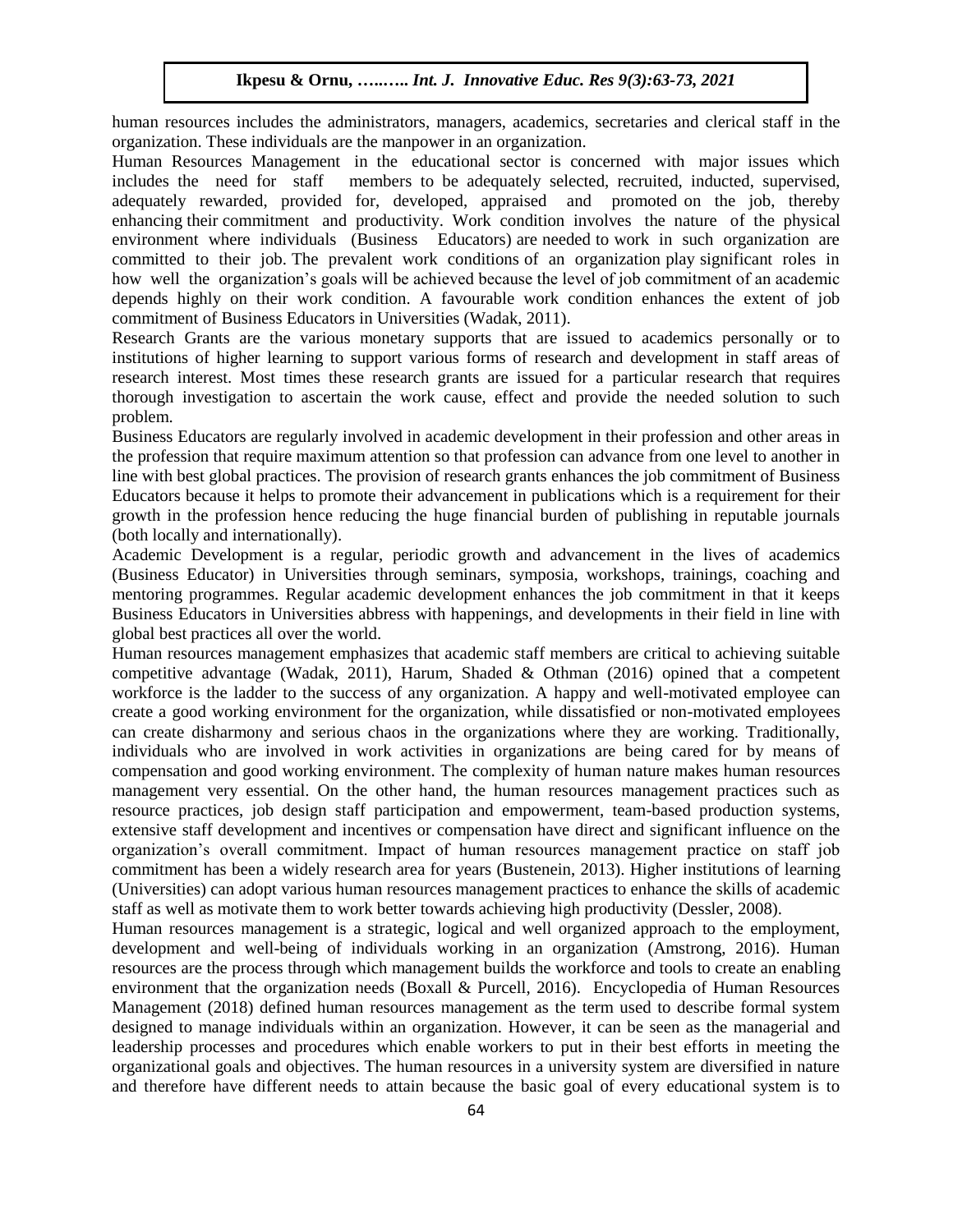human resources includes the administrators, managers, academics, secretaries and clerical staff in the organization. These individuals are the manpower in an organization.

Human Resources Management in the educational sector is concerned with major issues which includes the need for staff members to be adequately selected, recruited, inducted, supervised, adequately rewarded, provided for, developed, appraised and promoted on the job, thereby enhancing their commitment and productivity. Work condition involves the nature of the physical environment where individuals (Business Educators) are needed to work in such organization are committed to their job. The prevalent work conditions of an organization play significant roles in how well the organization's goals will be achieved because the level of job commitment of an academic depends highly on their work condition. A favourable work condition enhances the extent of job commitment of Business Educators in Universities (Wadak, 2011).

Research Grants are the various monetary supports that are issued to academics personally or to institutions of higher learning to support various forms of research and development in staff areas of research interest. Most times these research grants are issued for a particular research that requires thorough investigation to ascertain the work cause, effect and provide the needed solution to such problem.

Business Educators are regularly involved in academic development in their profession and other areas in the profession that require maximum attention so that profession can advance from one level to another in line with best global practices. The provision of research grants enhances the job commitment of Business Educators because it helps to promote their advancement in publications which is a requirement for their growth in the profession hence reducing the huge financial burden of publishing in reputable journals (both locally and internationally).

Academic Development is a regular, periodic growth and advancement in the lives of academics (Business Educator) in Universities through seminars, symposia, workshops, trainings, coaching and mentoring programmes. Regular academic development enhances the job commitment in that it keeps Business Educators in Universities abbress with happenings, and developments in their field in line with global best practices all over the world.

Human resources management emphasizes that academic staff members are critical to achieving suitable competitive advantage (Wadak, 2011), Harum, Shaded & Othman (2016) opined that a competent workforce is the ladder to the success of any organization. A happy and well-motivated employee can create a good working environment for the organization, while dissatisfied or non-motivated employees can create disharmony and serious chaos in the organizations where they are working. Traditionally, individuals who are involved in work activities in organizations are being cared for by means of compensation and good working environment. The complexity of human nature makes human resources management very essential. On the other hand, the human resources management practices such as resource practices, job design staff participation and empowerment, team-based production systems, extensive staff development and incentives or compensation have direct and significant influence on the organization's overall commitment. Impact of human resources management practice on staff job commitment has been a widely research area for years (Bustenein, 2013). Higher institutions of learning (Universities) can adopt various human resources management practices to enhance the skills of academic staff as well as motivate them to work better towards achieving high productivity (Dessler, 2008).

Human resources management is a strategic, logical and well organized approach to the employment, development and well-being of individuals working in an organization (Amstrong, 2016). Human resources are the process through which management builds the workforce and tools to create an enabling environment that the organization needs (Boxall & Purcell, 2016). Encyclopedia of Human Resources Management (2018) defined human resources management as the term used to describe formal system designed to manage individuals within an organization. However, it can be seen as the managerial and leadership processes and procedures which enable workers to put in their best efforts in meeting the organizational goals and objectives. The human resources in a university system are diversified in nature and therefore have different needs to attain because the basic goal of every educational system is to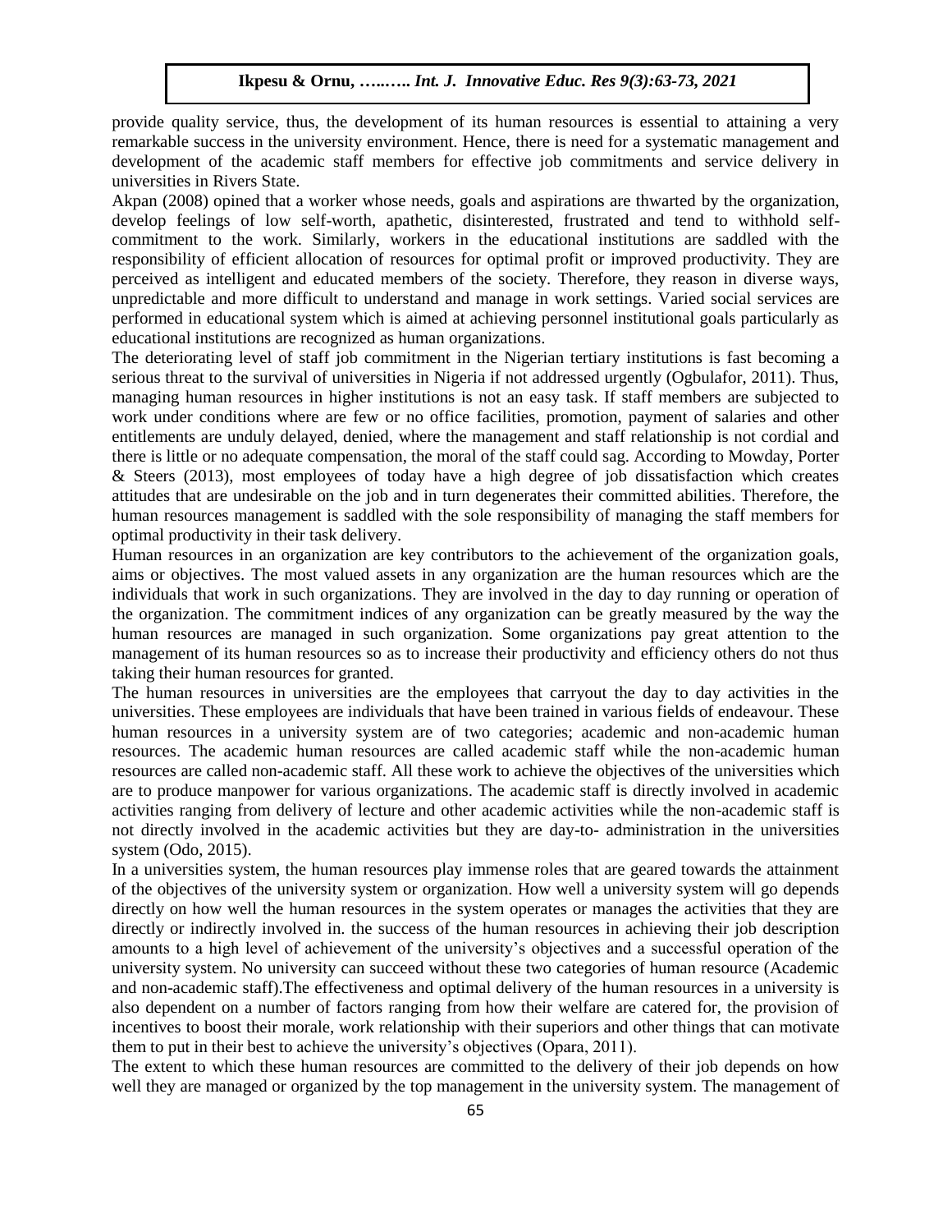provide quality service, thus, the development of its human resources is essential to attaining a very remarkable success in the university environment. Hence, there is need for a systematic management and development of the academic staff members for effective job commitments and service delivery in universities in Rivers State.

Akpan (2008) opined that a worker whose needs, goals and aspirations are thwarted by the organization, develop feelings of low self-worth, apathetic, disinterested, frustrated and tend to withhold self-commitment to the work. Similarly, workers in the educational institutions are saddled with the responsibility of efficient allocation of resources for optimal profit or improved productivity. They are perceived as intelligent and educated members of the society. Therefore, they reason in diverse ways, unpredictable and more difficult to understand and manage in work settings. Varied social services are performed in educational system which is aimed at achieving personnel institutional goals particularly as educational institutions are recognized as human organizations.

The deteriorating level of staff job commitment in the Nigerian tertiary institutions is fast becoming a serious threat to the survival of universities in Nigeria if not addressed urgently (Ogbulafor, 2011). Thus, managing human resources in higher institutions is not an easy task. If staff members are subjected to work under conditions where are few or no office facilities, promotion, payment of salaries and other entitlements are unduly delayed, denied, where the management and staff relationship is not cordial and there is little or no adequate compensation, the moral of the staff could sag. According to Mowday, Porter & Steers (2013), most employees of today have a high degree of job dissatisfaction which creates attitudes that are undesirable on the job and in turn degenerates their committed abilities. Therefore, the human resources management is saddled with the sole responsibility of managing the staff members for optimal productivity in their task delivery.

Human resources in an organization are key contributors to the achievement of the organization goals, aims or objectives. The most valued assets in any organization are the human resources which are the individuals that work in such organizations. They are involved in the day to day running or operation of the organization. The commitment indices of any organization can be greatly measured by the way the human resources are managed in such organization. Some organizations pay great attention to the management of its human resources so as to increase their productivity and efficiency others do not thus taking their human resources for granted.

The human resources in universities are the employees that carryout the day to day activities in the universities. These employees are individuals that have been trained in various fields of endeavour. These human resources in a university system are of two categories; academic and non-academic human resources. The academic human resources are called academic staff while the non-academic human resources are called non-academic staff. All these work to achieve the objectives of the universities which are to produce manpower for various organizations. The academic staff is directly involved in academic activities ranging from delivery of lecture and other academic activities while the non-academic staff is not directly involved in the academic activities but they are day-to- administration in the universities system (Odo, 2015).

In a universities system, the human resources play immense roles that are geared towards the attainment of the objectives of the university system or organization. How well a university system will go depends directly on how well the human resources in the system operates or manages the activities that they are directly or indirectly involved in. the success of the human resources in achieving their job description amounts to a high level of achievement of the university's objectives and a successful operation of the university system. No university can succeed without these two categories of human resource (Academic and non-academic staff).The effectiveness and optimal delivery of the human resources in a university is also dependent on a number of factors ranging from how their welfare are catered for, the provision of incentives to boost their morale, work relationship with their superiors and other things that can motivate them to put in their best to achieve the university's objectives (Opara, 2011).

The extent to which these human resources are committed to the delivery of their job depends on how well they are managed or organized by the top management in the university system. The management of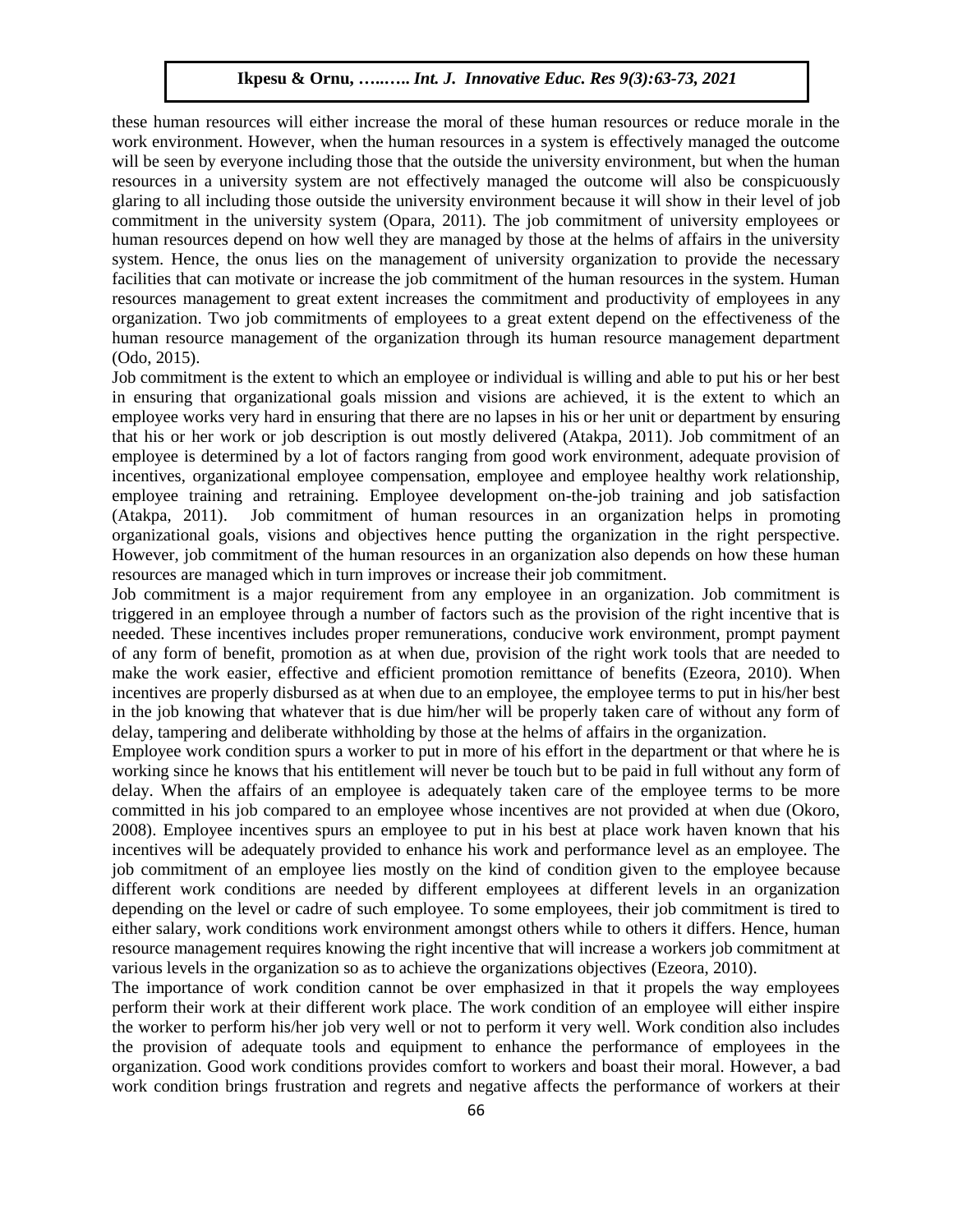these human resources will either increase the moral of these human resources or reduce morale in the work environment. However, when the human resources in a system is effectively managed the outcome will be seen by everyone including those that the outside the university environment, but when the human resources in a university system are not effectively managed the outcome will also be conspicuously glaring to all including those outside the university environment because it will show in their level of job commitment in the university system (Opara, 2011). The job commitment of university employees or human resources depend on how well they are managed by those at the helms of affairs in the university system. Hence, the onus lies on the management of university organization to provide the necessary facilities that can motivate or increase the job commitment of the human resources in the system. Human resources management to great extent increases the commitment and productivity of employees in any organization. Two job commitments of employees to a great extent depend on the effectiveness of the human resource management of the organization through its human resource management department (Odo, 2015).

Job commitment is the extent to which an employee or individual is willing and able to put his or her best in ensuring that organizational goals mission and visions are achieved, it is the extent to which an employee works very hard in ensuring that there are no lapses in his or her unit or department by ensuring that his or her work or job description is out mostly delivered (Atakpa, 2011). Job commitment of an employee is determined by a lot of factors ranging from good work environment, adequate provision of incentives, organizational employee compensation, employee and employee healthy work relationship, employee training and retraining. Employee development on-the-job training and job satisfaction (Atakpa, 2011). Job commitment of human resources in an organization helps in promoting organizational goals, visions and objectives hence putting the organization in the right perspective. However, job commitment of the human resources in an organization also depends on how these human resources are managed which in turn improves or increase their job commitment.

Job commitment is a major requirement from any employee in an organization. Job commitment is triggered in an employee through a number of factors such as the provision of the right incentive that is needed. These incentives includes proper remunerations, conducive work environment, prompt payment of any form of benefit, promotion as at when due, provision of the right work tools that are needed to make the work easier, effective and efficient promotion remittance of benefits (Ezeora, 2010). When incentives are properly disbursed as at when due to an employee, the employee terms to put in his/her best in the job knowing that whatever that is due him/her will be properly taken care of without any form of delay, tampering and deliberate withholding by those at the helms of affairs in the organization.

Employee work condition spurs a worker to put in more of his effort in the department or that where he is working since he knows that his entitlement will never be touch but to be paid in full without any form of delay. When the affairs of an employee is adequately taken care of the employee terms to be more committed in his job compared to an employee whose incentives are not provided at when due (Okoro, 2008). Employee incentives spurs an employee to put in his best at place work haven known that his incentives will be adequately provided to enhance his work and performance level as an employee. The job commitment of an employee lies mostly on the kind of condition given to the employee because different work conditions are needed by different employees at different levels in an organization depending on the level or cadre of such employee. To some employees, their job commitment is tired to either salary, work conditions work environment amongst others while to others it differs. Hence, human resource management requires knowing the right incentive that will increase a workers job commitment at various levels in the organization so as to achieve the organizations objectives (Ezeora, 2010).

The importance of work condition cannot be over emphasized in that it propels the way employees perform their work at their different work place. The work condition of an employee will either inspire the worker to perform his/her job very well or not to perform it very well. Work condition also includes the provision of adequate tools and equipment to enhance the performance of employees in the organization. Good work conditions provides comfort to workers and boast their moral. However, a bad work condition brings frustration and regrets and negative affects the performance of workers at their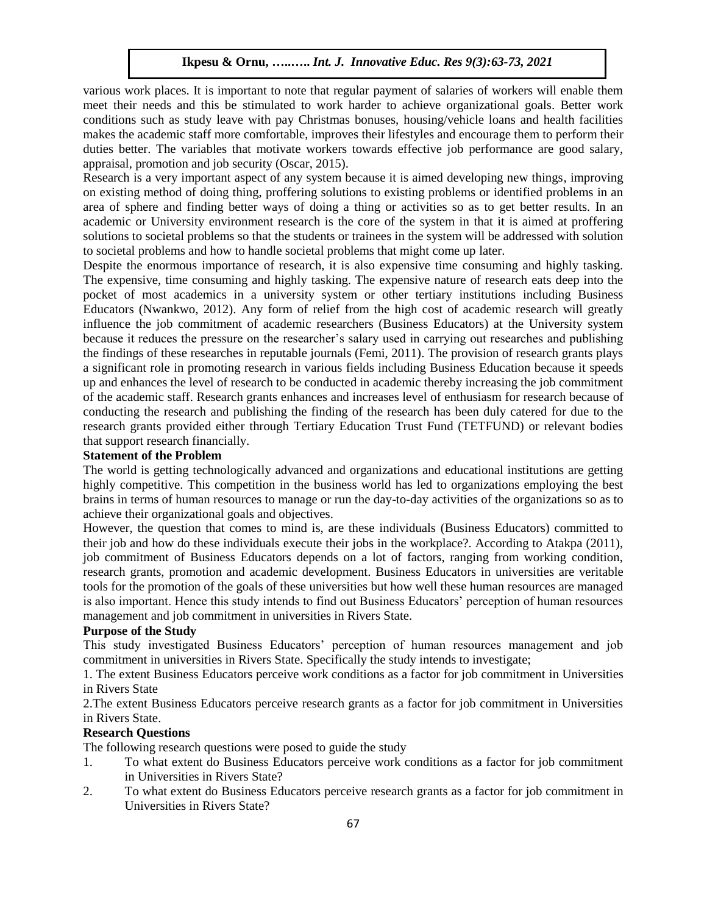various work places. It is important to note that regular payment of salaries of workers will enable them meet their needs and this be stimulated to work harder to achieve organizational goals. Better work conditions such as study leave with pay Christmas bonuses, housing/vehicle loans and health facilities makes the academic staff more comfortable, improves their lifestyles and encourage them to perform their duties better. The variables that motivate workers towards effective job performance are good salary, appraisal, promotion and job security (Oscar, 2015).

Research is a very important aspect of any system because it is aimed developing new things, improving on existing method of doing thing, proffering solutions to existing problems or identified problems in an area of sphere and finding better ways of doing a thing or activities so as to get better results. In an academic or University environment research is the core of the system in that it is aimed at proffering solutions to societal problems so that the students or trainees in the system will be addressed with solution to societal problems and how to handle societal problems that might come up later.

Despite the enormous importance of research, it is also expensive time consuming and highly tasking. The expensive, time consuming and highly tasking. The expensive nature of research eats deep into the pocket of most academics in a university system or other tertiary institutions including Business Educators (Nwankwo, 2012). Any form of relief from the high cost of academic research will greatly influence the job commitment of academic researchers (Business Educators) at the University system because it reduces the pressure on the researcher's salary used in carrying out researches and publishing the findings of these researches in reputable journals (Femi, 2011). The provision of research grants plays a significant role in promoting research in various fields including Business Education because it speeds up and enhances the level of research to be conducted in academic thereby increasing the job commitment of the academic staff. Research grants enhances and increases level of enthusiasm for research because of conducting the research and publishing the finding of the research has been duly catered for due to the research grants provided either through Tertiary Education Trust Fund (TETFUND) or relevant bodies that support research financially.

**Statement of the Problem**

The world is getting technologically advanced and organizations and educational institutions are getting highly competitive. This competition in the business world has led to organizations employing the best brains in terms of human resources to manage or run the day-to-day activities of the organizations so as to achieve their organizational goals and objectives.

However, the question that comes to mind is, are these individuals (Business Educators) committed to their job and how do these individuals execute their jobs in the workplace?. According to Atakpa (2011), job commitment of Business Educators depends on a lot of factors, ranging from working condition, research grants, promotion and academic development. Business Educators in universities are veritable tools for the promotion of the goals of these universities but how well these human resources are managed is also important. Hence this study intends to find out Business Educators' perception of human resources management and job commitment in universities in Rivers State.

**Purpose of the Study**

This study investigated Business Educators' perception of human resources management and job commitment in universities in Rivers State. Specifically the study intends to investigate;

1. The extent Business Educators perceive work conditions as a factor for job commitment in Universities in Rivers State

2. The extent Business Educators perceive research grants as a factor for job commitment in Universities in Rivers State.

**Research Questions**

The following research questions were posed to guide the study

1. To what extent do Business Educators perceive work conditions as a factor for job commitment in Universities in Rivers State?
2. To what extent do Business Educators perceive research grants as a factor for job commitment in Universities in Rivers State?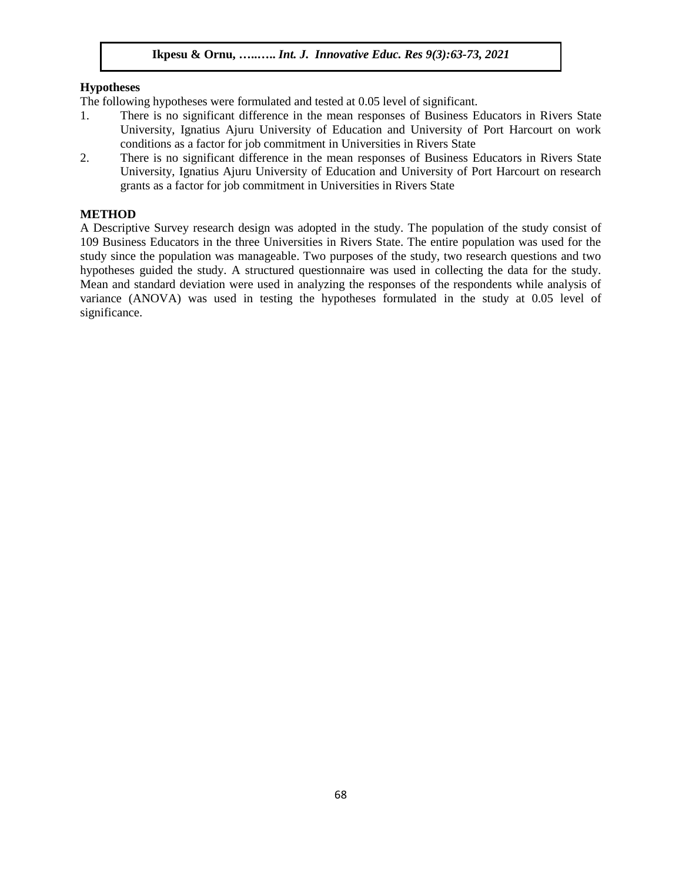**Hypotheses**

The following hypotheses were formulated and tested at 0.05 level of significant.

1. There is no significant difference in the mean responses of Business Educators in Rivers State University, Ignatius Ajuru University of Education and University of Port Harcourt on work conditions as a factor for job commitment in Universities in Rivers State
2. There is no significant difference in the mean responses of Business Educators in Rivers State University, Ignatius Ajuru University of Education and University of Port Harcourt on research grants as a factor for job commitment in Universities in Rivers State

**METHOD**

A Descriptive Survey research design was adopted in the study. The population of the study consist of 109 Business Educators in the three Universities in Rivers State. The entire population was used for the study since the population was manageable. Two purposes of the study, two research questions and two hypotheses guided the study. A structured questionnaire was used in collecting the data for the study. Mean and standard deviation were used in analyzing the responses of the respondents while analysis of variance (ANOVA) was used in testing the hypotheses formulated in the study at 0.05 level of significance.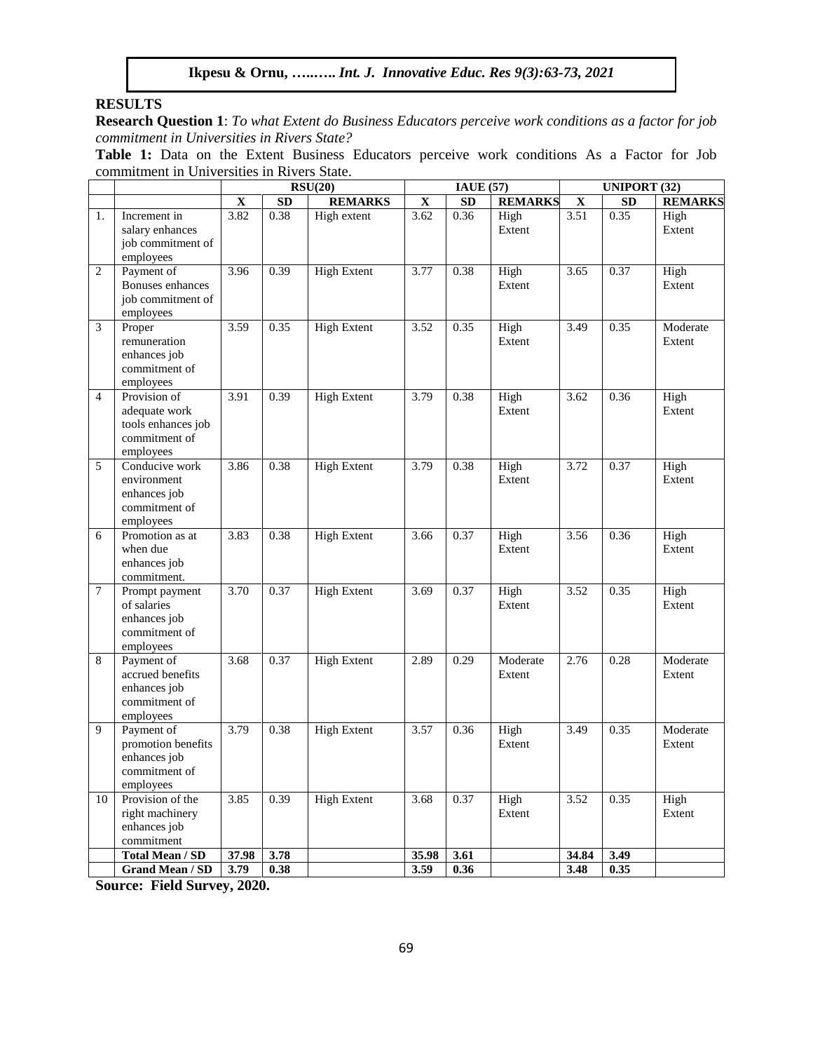## RESULTS

**Research Question 1**: *To what Extent do Business Educators perceive work conditions as a factor for job commitment in Universities in Rivers State?*

**Table 1:** Data on the Extent Business Educators perceive work conditions As a Factor for Job commitment in Universities in Rivers State.

| | | RSU(20) | | | IAUE (57) | | | UNIPORT (32) | | |
|---|---|---|---|---|---|---|---|---|---|---|
| | | **X** | **SD** | **REMARKS** | **X** | **SD** | **REMARKS** | **X** | **SD** | **REMARKS** |
| 1. | Increment in salary enhances job commitment of employees | 3.82 | 0.38 | High extent | 3.62 | 0.36 | High Extent | 3.51 | 0.35 | High Extent |
| 2 | Payment of Bonuses enhances job commitment of employees | 3.96 | 0.39 | High Extent | 3.77 | 0.38 | High Extent | 3.65 | 0.37 | High Extent |
| 3 | Proper remuneration enhances job commitment of employees | 3.59 | 0.35 | High Extent | 3.52 | 0.35 | High Extent | 3.49 | 0.35 | Moderate Extent |
| 4 | Provision of adequate work tools enhances job commitment of employees | 3.91 | 0.39 | High Extent | 3.79 | 0.38 | High Extent | 3.62 | 0.36 | High Extent |
| 5 | Conducive work environment enhances job commitment of employees | 3.86 | 0.38 | High Extent | 3.79 | 0.38 | High Extent | 3.72 | 0.37 | High Extent |
| 6 | Promotion as at when due enhances job commitment. | 3.83 | 0.38 | High Extent | 3.66 | 0.37 | High Extent | 3.56 | 0.36 | High Extent |
| 7 | Prompt payment of salaries enhances job commitment of employees | 3.70 | 0.37 | High Extent | 3.69 | 0.37 | High Extent | 3.52 | 0.35 | High Extent |
| 8 | Payment of accrued benefits enhances job commitment of employees | 3.68 | 0.37 | High Extent | 2.89 | 0.29 | Moderate Extent | 2.76 | 0.28 | Moderate Extent |
| 9 | Payment of promotion benefits enhances job commitment of employees | 3.79 | 0.38 | High Extent | 3.57 | 0.36 | High Extent | 3.49 | 0.35 | Moderate Extent |
| 10 | Provision of the right machinery enhances job commitment | 3.85 | 0.39 | High Extent | 3.68 | 0.37 | High Extent | 3.52 | 0.35 | High Extent |
| | **Total Mean / SD** | **37.98** | **3.78** | | **35.98** | **3.61** | | **34.84** | **3.49** | |
| | **Grand Mean / SD** | **3.79** | **0.38** | | **3.59** | **0.36** | | **3.48** | **0.35** | |

**Source: Field Survey, 2020.**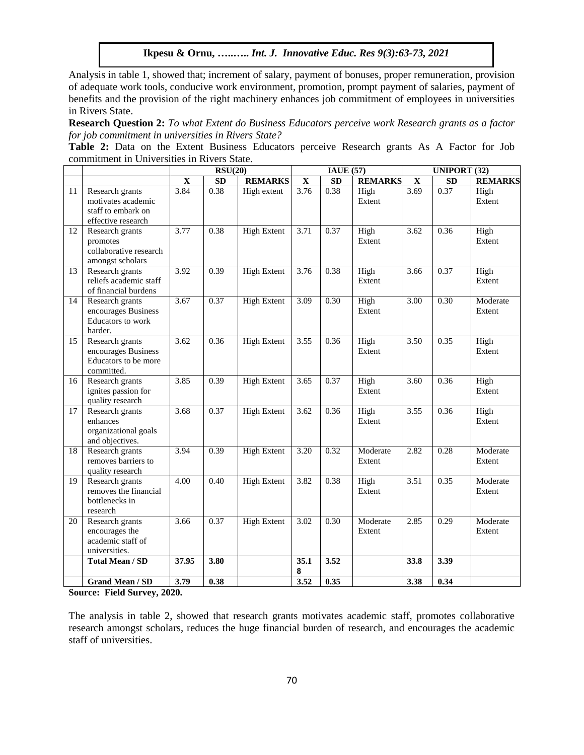Analysis in table 1, showed that; increment of salary, payment of bonuses, proper remuneration, provision of adequate work tools, conducive work environment, promotion, prompt payment of salaries, payment of benefits and the provision of the right machinery enhances job commitment of employees in universities in Rivers State.

**Research Question 2:** *To what Extent do Business Educators perceive work Research grants as a factor for job commitment in universities in Rivers State?*

**Table 2:** Data on the Extent Business Educators perceive Research grants As A Factor for Job commitment in Universities in Rivers State.

| | | RSU(20) | | | IAUE (57) | | | UNIPORT (32) | | |
|---|---|---|---|---|---|---|---|---|---|---|
| | | **X** | **SD** | **REMARKS** | **X** | **SD** | **REMARKS** | **X** | **SD** | **REMARKS** |
| 11 | Research grants motivates academic staff to embark on effective research | 3.84 | 0.38 | High extent | 3.76 | 0.38 | High Extent | 3.69 | 0.37 | High Extent |
| 12 | Research grants promotes collaborative research amongst scholars | 3.77 | 0.38 | High Extent | 3.71 | 0.37 | High Extent | 3.62 | 0.36 | High Extent |
| 13 | Research grants reliefs academic staff of financial burdens | 3.92 | 0.39 | High Extent | 3.76 | 0.38 | High Extent | 3.66 | 0.37 | High Extent |
| 14 | Research grants encourages Business Educators to work harder. | 3.67 | 0.37 | High Extent | 3.09 | 0.30 | High Extent | 3.00 | 0.30 | Moderate Extent |
| 15 | Research grants encourages Business Educators to be more committed. | 3.62 | 0.36 | High Extent | 3.55 | 0.36 | High Extent | 3.50 | 0.35 | High Extent |
| 16 | Research grants ignites passion for quality research | 3.85 | 0.39 | High Extent | 3.65 | 0.37 | High Extent | 3.60 | 0.36 | High Extent |
| 17 | Research grants enhances organizational goals and objectives. | 3.68 | 0.37 | High Extent | 3.62 | 0.36 | High Extent | 3.55 | 0.36 | High Extent |
| 18 | Research grants removes barriers to quality research | 3.94 | 0.39 | High Extent | 3.20 | 0.32 | Moderate Extent | 2.82 | 0.28 | Moderate Extent |
| 19 | Research grants removes the financial bottlenecks in research | 4.00 | 0.40 | High Extent | 3.82 | 0.38 | High Extent | 3.51 | 0.35 | Moderate Extent |
| 20 | Research grants encourages the academic staff of universities. | 3.66 | 0.37 | High Extent | 3.02 | 0.30 | Moderate Extent | 2.85 | 0.29 | Moderate Extent |
| | **Total Mean / SD** | **37.95** | **3.80** | | **35.18** | **3.52** | | **33.8** | **3.39** | |
| | **Grand Mean / SD** | **3.79** | **0.38** | | **3.52** | **0.35** | | **3.38** | **0.34** | |

**Source: Field Survey, 2020.**

The analysis in table 2, showed that research grants motivates academic staff, promotes collaborative research amongst scholars, reduces the huge financial burden of research, and encourages the academic staff of universities.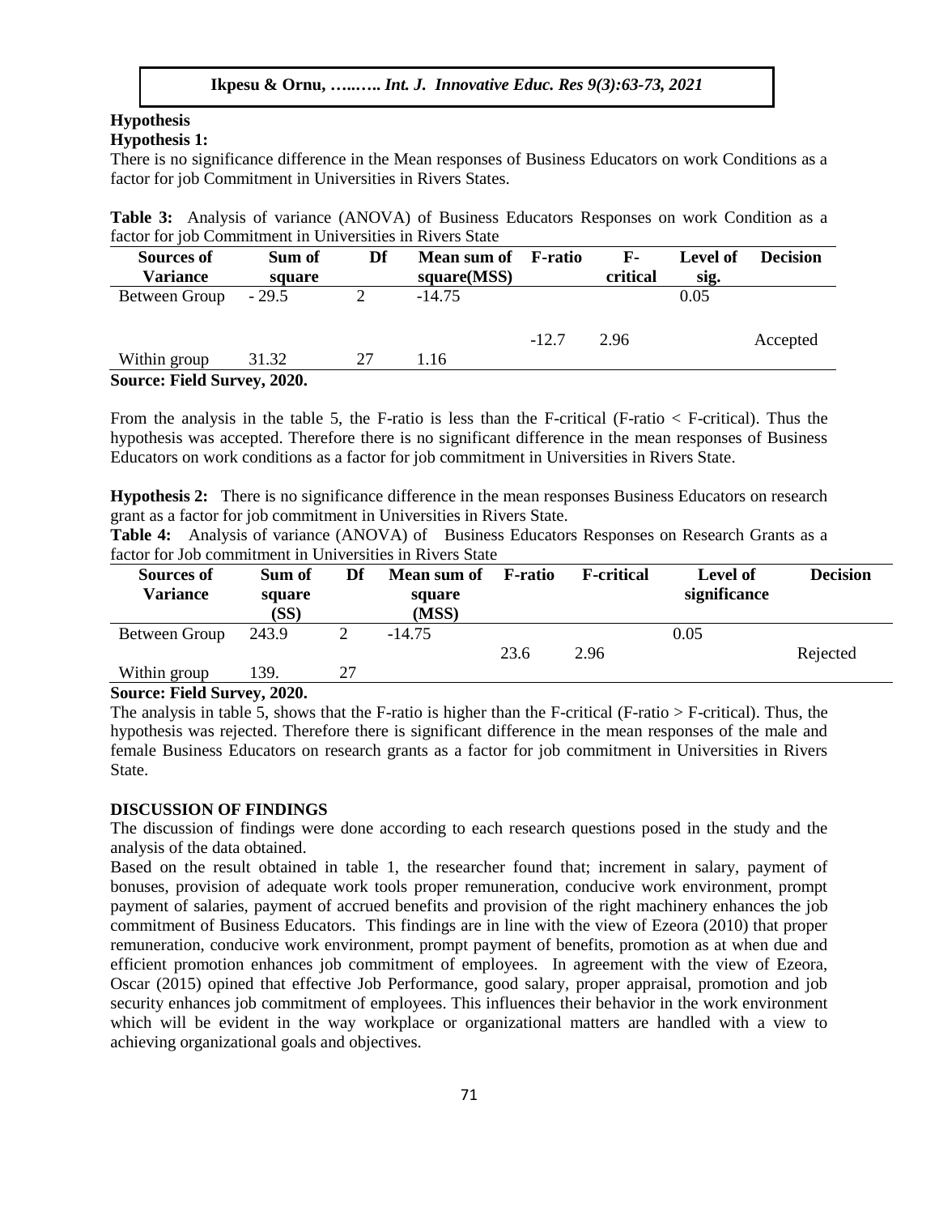## Hypothesis

### Hypothesis 1:

There is no significance difference in the Mean responses of Business Educators on work Conditions as a factor for job Commitment in Universities in Rivers States.

**Table 3:** Analysis of variance (ANOVA) of Business Educators Responses on work Condition as a factor for job Commitment in Universities in Rivers State

| Sources of Variance | Sum of square | Df | Mean sum of square(MSS) | F-ratio | F-critical | Level of sig. | Decision |
|---|---|---|---|---|---|---|---|
| Between Group | - 29.5 | 2 | -14.75 | | | 0.05 | |
| | | | | -12.7 | 2.96 | | Accepted |
| Within group | 31.32 | 27 | 1.16 | | | | |

**Source: Field Survey, 2020.**

From the analysis in the table 5, the F-ratio is less than the F-critical (F-ratio < F-critical). Thus the hypothesis was accepted. Therefore there is no significant difference in the mean responses of Business Educators on work conditions as a factor for job commitment in Universities in Rivers State.

**Hypothesis 2:** There is no significance difference in the mean responses Business Educators on research grant as a factor for job commitment in Universities in Rivers State.

**Table 4:** Analysis of variance (ANOVA) of Business Educators Responses on Research Grants as a factor for Job commitment in Universities in Rivers State

| Sources of Variance | Sum of square (SS) | Df | Mean sum of square (MSS) | F-ratio | F-critical | Level of significance | Decision |
|---|---|---|---|---|---|---|---|
| Between Group | 243.9 | 2 | -14.75 | | | 0.05 | |
| | | | | 23.6 | 2.96 | | Rejected |
| Within group | 139. | 27 | | | | | |

**Source: Field Survey, 2020.**

The analysis in table 5, shows that the F-ratio is higher than the F-critical (F-ratio > F-critical). Thus, the hypothesis was rejected. Therefore there is significant difference in the mean responses of the male and female Business Educators on research grants as a factor for job commitment in Universities in Rivers State.

## DISCUSSION OF FINDINGS

The discussion of findings were done according to each research questions posed in the study and the analysis of the data obtained.

Based on the result obtained in table 1, the researcher found that; increment in salary, payment of bonuses, provision of adequate work tools proper remuneration, conducive work environment, prompt payment of salaries, payment of accrued benefits and provision of the right machinery enhances the job commitment of Business Educators. This findings are in line with the view of Ezeora (2010) that proper remuneration, conducive work environment, prompt payment of benefits, promotion as at when due and efficient promotion enhances job commitment of employees. In agreement with the view of Ezeora, Oscar (2015) opined that effective Job Performance, good salary, proper appraisal, promotion and job security enhances job commitment of employees. This influences their behavior in the work environment which will be evident in the way workplace or organizational matters are handled with a view to achieving organizational goals and objectives.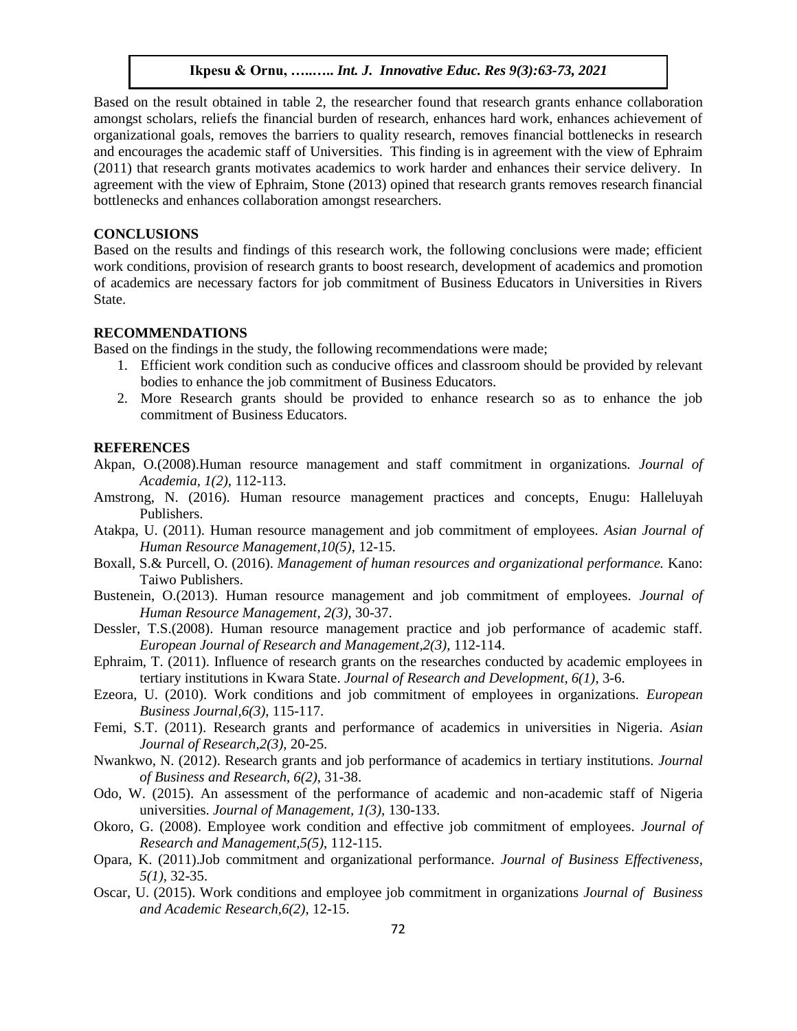Based on the result obtained in table 2, the researcher found that research grants enhance collaboration amongst scholars, reliefs the financial burden of research, enhances hard work, enhances achievement of organizational goals, removes the barriers to quality research, removes financial bottlenecks in research and encourages the academic staff of Universities. This finding is in agreement with the view of Ephraim (2011) that research grants motivates academics to work harder and enhances their service delivery. In agreement with the view of Ephraim, Stone (2013) opined that research grants removes research financial bottlenecks and enhances collaboration amongst researchers.

## CONCLUSIONS

Based on the results and findings of this research work, the following conclusions were made; efficient work conditions, provision of research grants to boost research, development of academics and promotion of academics are necessary factors for job commitment of Business Educators in Universities in Rivers State.

## RECOMMENDATIONS

Based on the findings in the study, the following recommendations were made;

1. Efficient work condition such as conducive offices and classroom should be provided by relevant bodies to enhance the job commitment of Business Educators.
2. More Research grants should be provided to enhance research so as to enhance the job commitment of Business Educators.

## REFERENCES

Akpan, O.(2008).Human resource management and staff commitment in organizations. *Journal of Academia, 1(2),* 112-113.

Amstrong, N. (2016). Human resource management practices and concepts, Enugu: Halleluyah Publishers.

Atakpa, U. (2011). Human resource management and job commitment of employees. *Asian Journal of Human Resource Management,10(5)*, 12-15.

Boxall, S.& Purcell, O. (2016). *Management of human resources and organizational performance.* Kano: Taiwo Publishers.

Bustenein, O.(2013). Human resource management and job commitment of employees. *Journal of Human Resource Management, 2(3)*, 30-37.

Dessler, T.S.(2008). Human resource management practice and job performance of academic staff. *European Journal of Research and Management,2(3),* 112-114.

Ephraim, T. (2011). Influence of research grants on the researches conducted by academic employees in tertiary institutions in Kwara State. *Journal of Research and Development, 6(1),* 3-6.

Ezeora, U. (2010). Work conditions and job commitment of employees in organizations. *European Business Journal,6(3)*, 115-117.

Femi, S.T. (2011). Research grants and performance of academics in universities in Nigeria. *Asian Journal of Research,2(3)*, 20-25.

Nwankwo, N. (2012). Research grants and job performance of academics in tertiary institutions. *Journal of Business and Research, 6(2)*, 31-38.

Odo, W. (2015). An assessment of the performance of academic and non-academic staff of Nigeria universities. *Journal of Management, 1(3),* 130-133.

Okoro, G. (2008). Employee work condition and effective job commitment of employees. *Journal of Research and Management,5(5)*, 112-115.

Opara, K. (2011).Job commitment and organizational performance. *Journal of Business Effectiveness, 5(1)*, 32-35.

Oscar, U. (2015). Work conditions and employee job commitment in organizations *Journal of Business and Academic Research,6(2),* 12-15.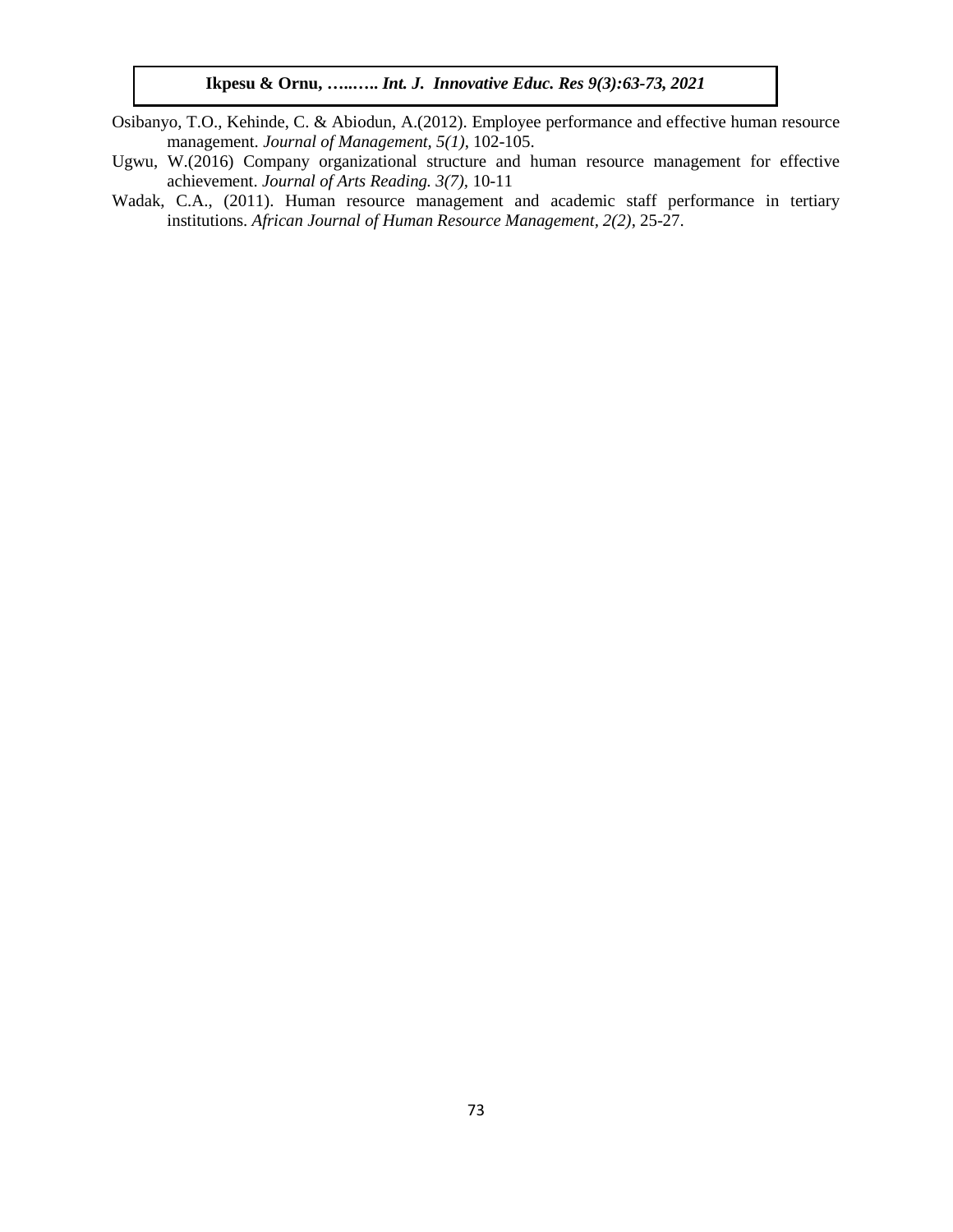Osibanyo, T.O., Kehinde, C. & Abiodun, A.(2012). Employee performance and effective human resource management. *Journal of Management, 5(1)*, 102-105.

Ugwu, W.(2016) Company organizational structure and human resource management for effective achievement. *Journal of Arts Reading. 3(7),* 10-11

Wadak, C.A., (2011). Human resource management and academic staff performance in tertiary institutions. *African Journal of Human Resource Management, 2(2)*, 25-27.